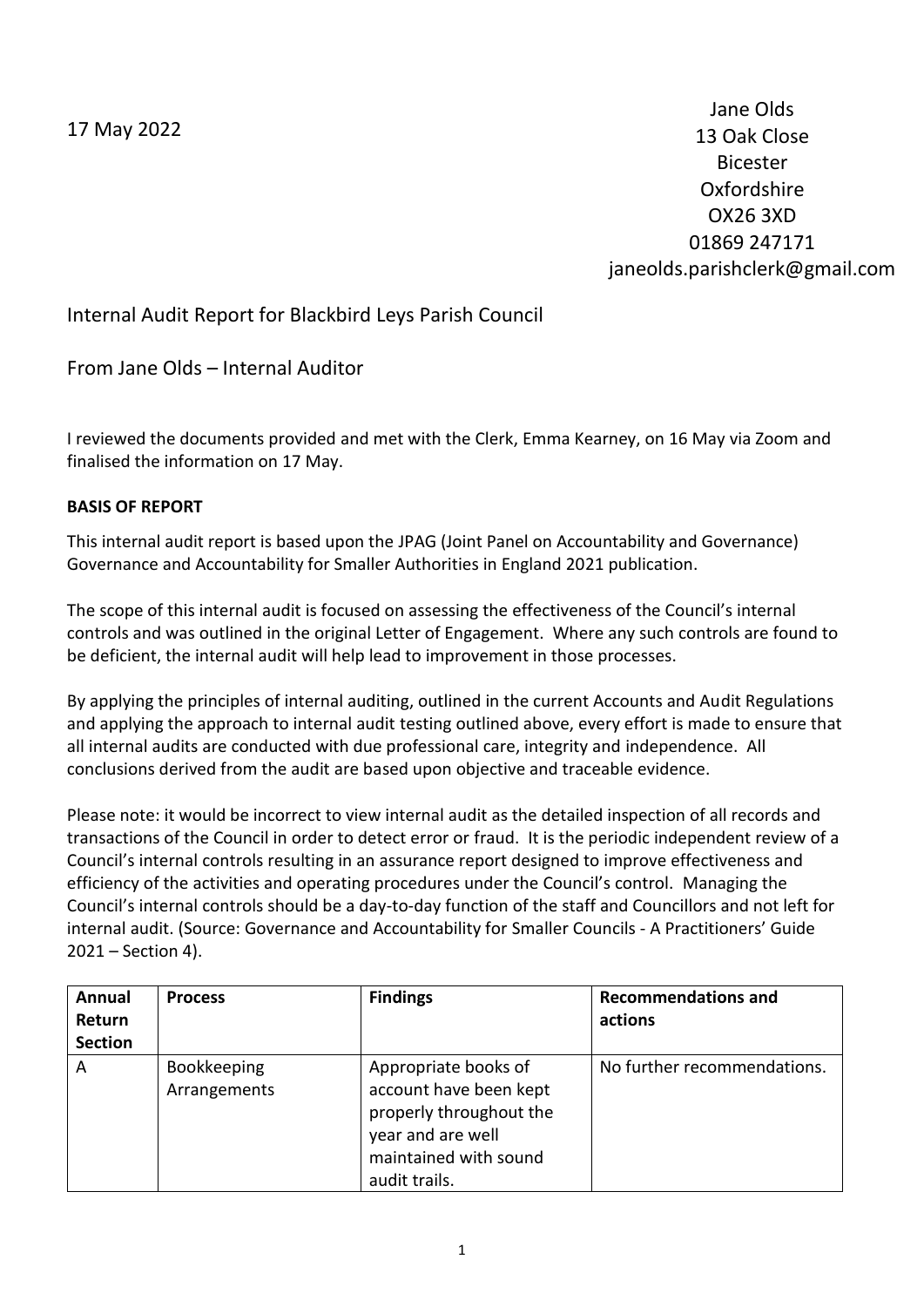17 May 2022

Jane Olds
13 Oak Close
Bicester
Oxfordshire
OX26 3XD
01869 247171
janeolds.parishclerk@gmail.com

Internal Audit Report for Blackbird Leys Parish Council

From Jane Olds – Internal Auditor

I reviewed the documents provided and met with the Clerk, Emma Kearney, on 16 May via Zoom and finalised the information on 17 May.

**BASIS OF REPORT**

This internal audit report is based upon the JPAG (Joint Panel on Accountability and Governance) Governance and Accountability for Smaller Authorities in England 2021 publication.

The scope of this internal audit is focused on assessing the effectiveness of the Council's internal controls and was outlined in the original Letter of Engagement. Where any such controls are found to be deficient, the internal audit will help lead to improvement in those processes.

By applying the principles of internal auditing, outlined in the current Accounts and Audit Regulations and applying the approach to internal audit testing outlined above, every effort is made to ensure that all internal audits are conducted with due professional care, integrity and independence. All conclusions derived from the audit are based upon objective and traceable evidence.

Please note: it would be incorrect to view internal audit as the detailed inspection of all records and transactions of the Council in order to detect error or fraud. It is the periodic independent review of a Council's internal controls resulting in an assurance report designed to improve effectiveness and efficiency of the activities and operating procedures under the Council's control. Managing the Council's internal controls should be a day-to-day function of the staff and Councillors and not left for internal audit. (Source: Governance and Accountability for Smaller Councils - A Practitioners' Guide 2021 – Section 4).

| Annual Return Section | Process | Findings | Recommendations and actions |
|---|---|---|---|
| A | Bookkeeping Arrangements | Appropriate books of account have been kept properly throughout the year and are well maintained with sound audit trails. | No further recommendations. |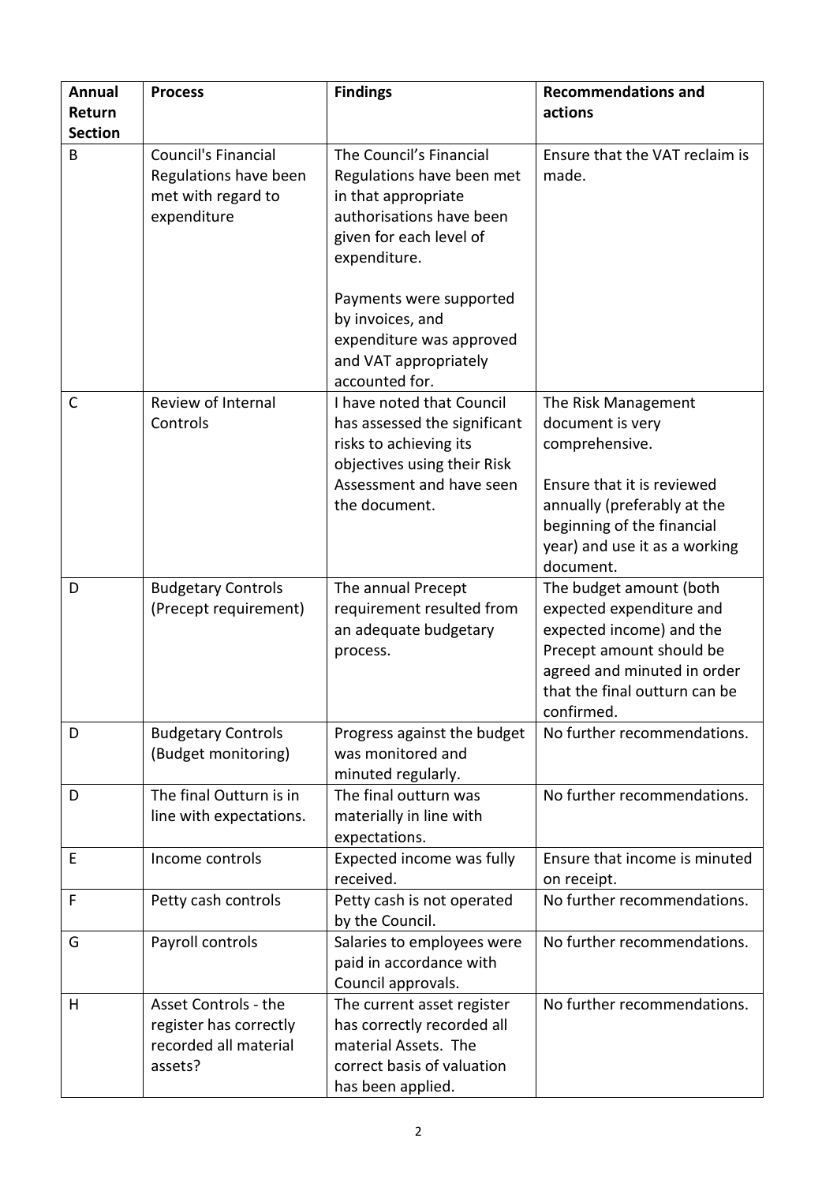| Annual Return Section | Process | Findings | Recommendations and actions |
| --- | --- | --- | --- |
| B | Council's Financial Regulations have been met with regard to expenditure | The Council's Financial Regulations have been met in that appropriate authorisations have been given for each level of expenditure.<br><br>Payments were supported by invoices, and expenditure was approved and VAT appropriately accounted for. | Ensure that the VAT reclaim is made. |
| C | Review of Internal Controls | I have noted that Council has assessed the significant risks to achieving its objectives using their Risk Assessment and have seen the document. | The Risk Management document is very comprehensive.<br><br>Ensure that it is reviewed annually (preferably at the beginning of the financial year) and use it as a working document. |
| D | Budgetary Controls (Precept requirement) | The annual Precept requirement resulted from an adequate budgetary process. | The budget amount (both expected expenditure and expected income) and the Precept amount should be agreed and minuted in order that the final outturn can be confirmed. |
| D | Budgetary Controls (Budget monitoring) | Progress against the budget was monitored and minuted regularly. | No further recommendations. |
| D | The final Outturn is in line with expectations. | The final outturn was materially in line with expectations. | No further recommendations. |
| E | Income controls | Expected income was fully received. | Ensure that income is minuted on receipt. |
| F | Petty cash controls | Petty cash is not operated by the Council. | No further recommendations. |
| G | Payroll controls | Salaries to employees were paid in accordance with Council approvals. | No further recommendations. |
| H | Asset Controls - the register has correctly recorded all material assets? | The current asset register has correctly recorded all material Assets. The correct basis of valuation has been applied. | No further recommendations. |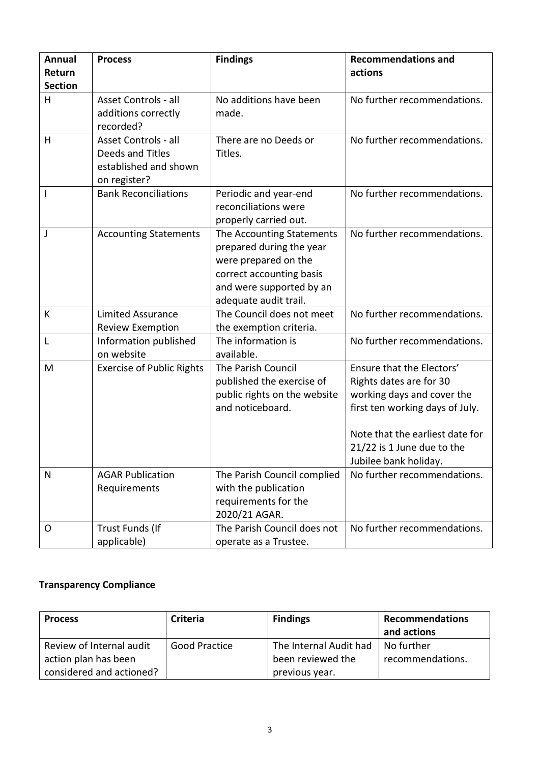| Annual Return Section | Process | Findings | Recommendations and actions |
| --- | --- | --- | --- |
| H | Asset Controls - all additions correctly recorded? | No additions have been made. | No further recommendations. |
| H | Asset Controls - all Deeds and Titles established and shown on register? | There are no Deeds or Titles. | No further recommendations. |
| I | Bank Reconciliations | Periodic and year-end reconciliations were properly carried out. | No further recommendations. |
| J | Accounting Statements | The Accounting Statements prepared during the year were prepared on the correct accounting basis and were supported by an adequate audit trail. | No further recommendations. |
| K | Limited Assurance Review Exemption | The Council does not meet the exemption criteria. | No further recommendations. |
| L | Information published on website | The information is available. | No further recommendations. |
| M | Exercise of Public Rights | The Parish Council published the exercise of public rights on the website and noticeboard. | Ensure that the Electors' Rights dates are for 30 working days and cover the first ten working days of July.<br><br>Note that the earliest date for 21/22 is 1 June due to the Jubilee bank holiday. |
| N | AGAR Publication Requirements | The Parish Council complied with the publication requirements for the 2020/21 AGAR. | No further recommendations. |
| O | Trust Funds (If applicable) | The Parish Council does not operate as a Trustee. | No further recommendations. |

**Transparency Compliance**

| Process | Criteria | Findings | Recommendations and actions |
| --- | --- | --- | --- |
| Review of Internal audit action plan has been considered and actioned? | Good Practice | The Internal Audit had been reviewed the previous year. | No further recommendations. |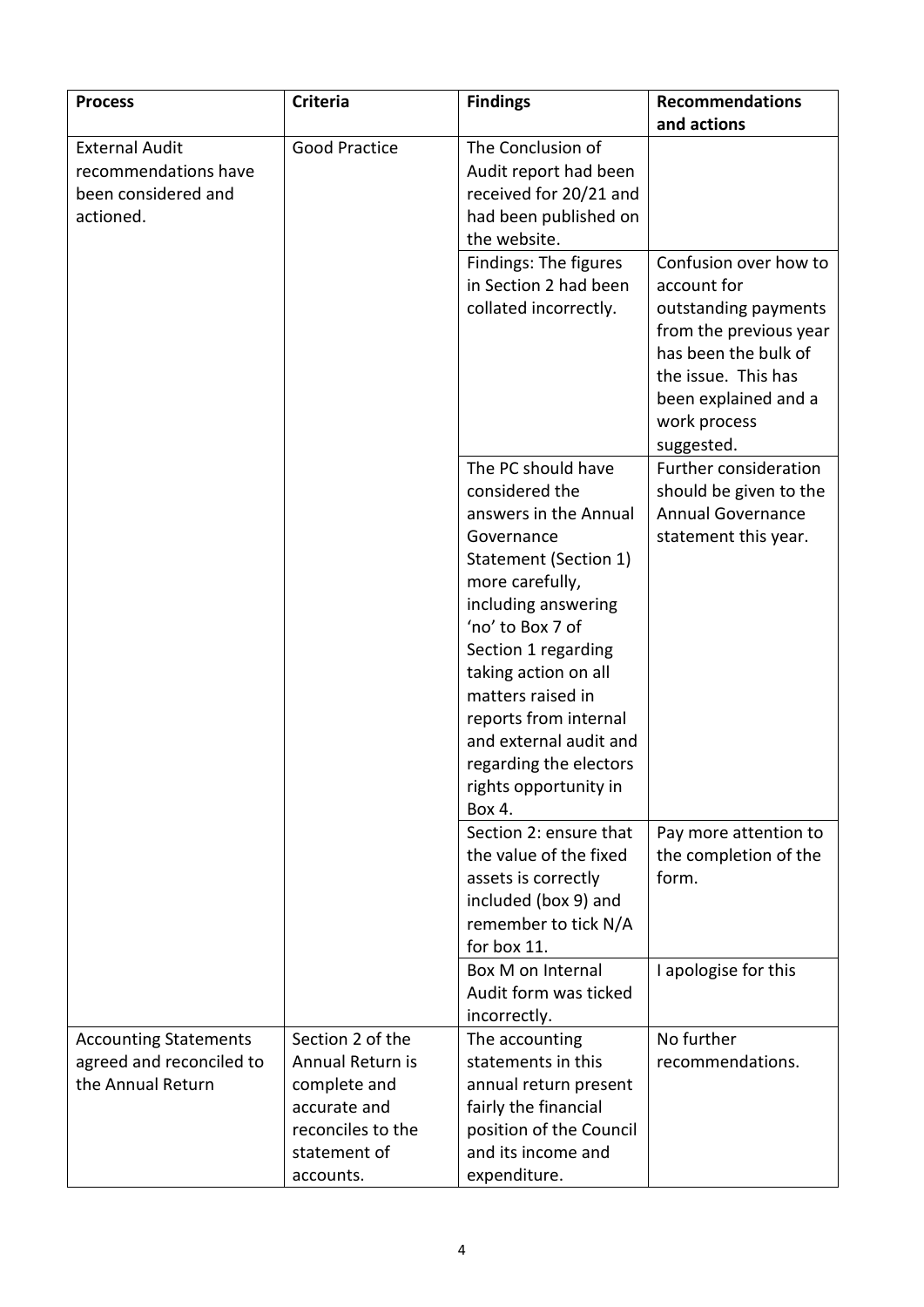| Process | Criteria | Findings | Recommendations and actions |
|---|---|---|---|
| External Audit recommendations have been considered and actioned. | Good Practice | The Conclusion of Audit report had been received for 20/21 and had been published on the website. | |
| | | Findings: The figures in Section 2 had been collated incorrectly. | Confusion over how to account for outstanding payments from the previous year has been the bulk of the issue. This has been explained and a work process suggested. |
| | | The PC should have considered the answers in the Annual Governance Statement (Section 1) more carefully, including answering 'no' to Box 7 of Section 1 regarding taking action on all matters raised in reports from internal and external audit and regarding the electors rights opportunity in Box 4. | Further consideration should be given to the Annual Governance statement this year. |
| | | Section 2: ensure that the value of the fixed assets is correctly included (box 9) and remember to tick N/A for box 11. | Pay more attention to the completion of the form. |
| | | Box M on Internal Audit form was ticked incorrectly. | I apologise for this |
| Accounting Statements agreed and reconciled to the Annual Return | Section 2 of the Annual Return is complete and accurate and reconciles to the statement of accounts. | The accounting statements in this annual return present fairly the financial position of the Council and its income and expenditure. | No further recommendations. |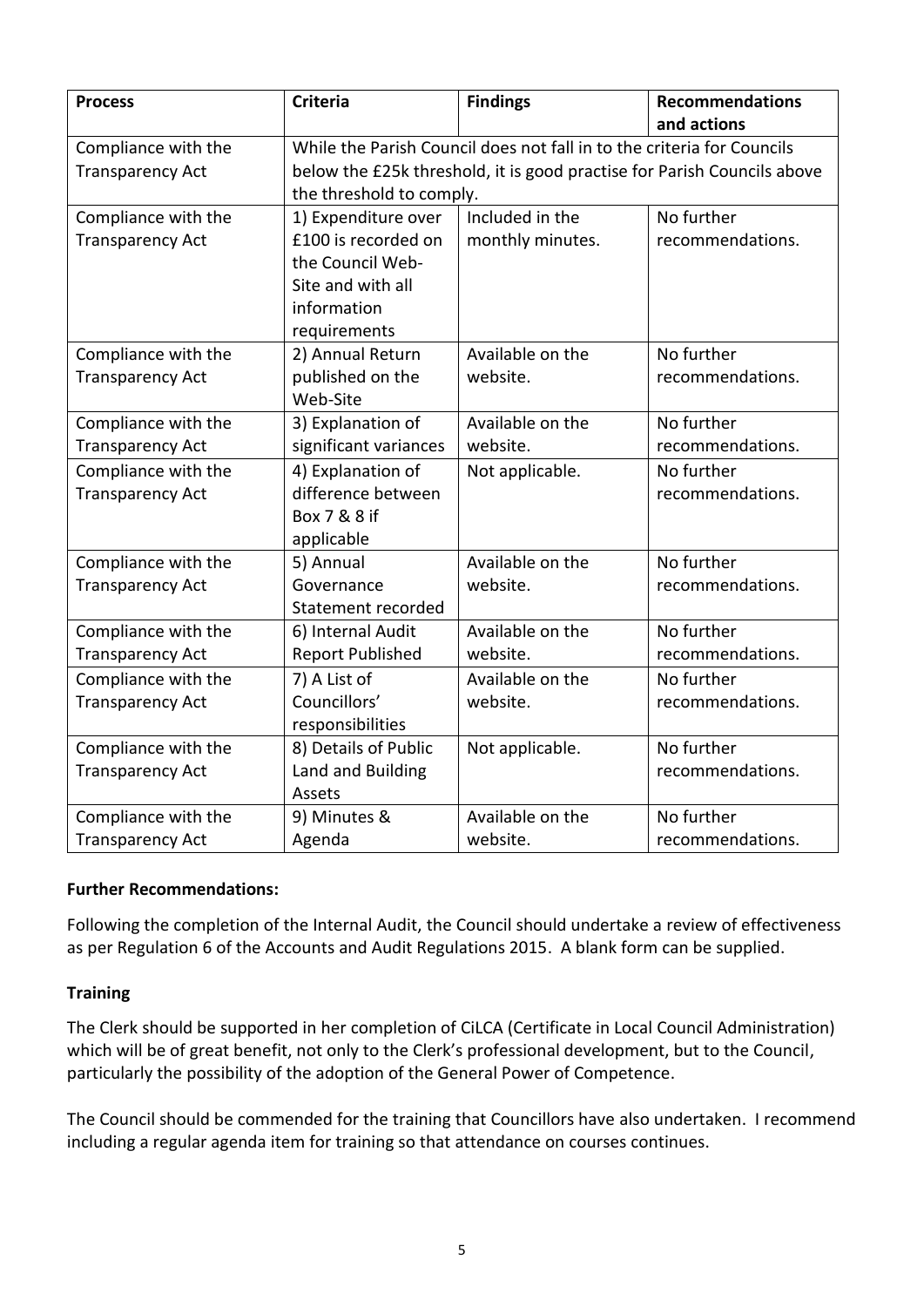| Process | Criteria | Findings | Recommendations and actions |
| --- | --- | --- | --- |
| Compliance with the Transparency Act | While the Parish Council does not fall in to the criteria for Councils below the £25k threshold, it is good practise for Parish Councils above the threshold to comply. | | |
| Compliance with the Transparency Act | 1) Expenditure over £100 is recorded on the Council Web-Site and with all information requirements | Included in the monthly minutes. | No further recommendations. |
| Compliance with the Transparency Act | 2) Annual Return published on the Web-Site | Available on the website. | No further recommendations. |
| Compliance with the Transparency Act | 3) Explanation of significant variances | Available on the website. | No further recommendations. |
| Compliance with the Transparency Act | 4) Explanation of difference between Box 7 & 8 if applicable | Not applicable. | No further recommendations. |
| Compliance with the Transparency Act | 5) Annual Governance Statement recorded | Available on the website. | No further recommendations. |
| Compliance with the Transparency Act | 6) Internal Audit Report Published | Available on the website. | No further recommendations. |
| Compliance with the Transparency Act | 7) A List of Councillors' responsibilities | Available on the website. | No further recommendations. |
| Compliance with the Transparency Act | 8) Details of Public Land and Building Assets | Not applicable. | No further recommendations. |
| Compliance with the Transparency Act | 9) Minutes & Agenda | Available on the website. | No further recommendations. |

**Further Recommendations:**

Following the completion of the Internal Audit, the Council should undertake a review of effectiveness as per Regulation 6 of the Accounts and Audit Regulations 2015. A blank form can be supplied.

**Training**

The Clerk should be supported in her completion of CiLCA (Certificate in Local Council Administration) which will be of great benefit, not only to the Clerk's professional development, but to the Council, particularly the possibility of the adoption of the General Power of Competence.

The Council should be commended for the training that Councillors have also undertaken. I recommend including a regular agenda item for training so that attendance on courses continues.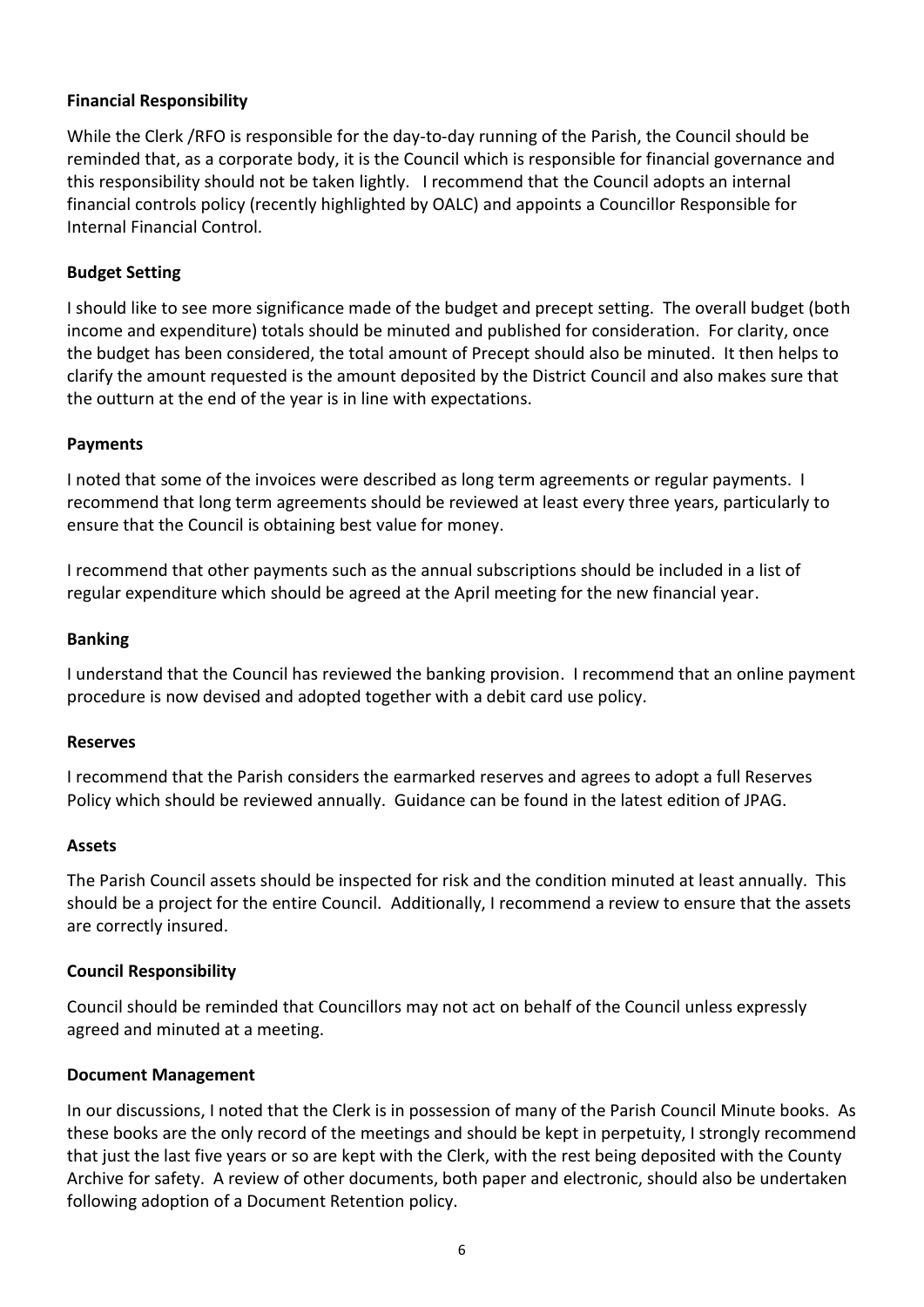**Financial Responsibility**

While the Clerk /RFO is responsible for the day-to-day running of the Parish, the Council should be reminded that, as a corporate body, it is the Council which is responsible for financial governance and this responsibility should not be taken lightly. I recommend that the Council adopts an internal financial controls policy (recently highlighted by OALC) and appoints a Councillor Responsible for Internal Financial Control.

**Budget Setting**

I should like to see more significance made of the budget and precept setting. The overall budget (both income and expenditure) totals should be minuted and published for consideration. For clarity, once the budget has been considered, the total amount of Precept should also be minuted. It then helps to clarify the amount requested is the amount deposited by the District Council and also makes sure that the outturn at the end of the year is in line with expectations.

**Payments**

I noted that some of the invoices were described as long term agreements or regular payments. I recommend that long term agreements should be reviewed at least every three years, particularly to ensure that the Council is obtaining best value for money.

I recommend that other payments such as the annual subscriptions should be included in a list of regular expenditure which should be agreed at the April meeting for the new financial year.

**Banking**

I understand that the Council has reviewed the banking provision. I recommend that an online payment procedure is now devised and adopted together with a debit card use policy.

**Reserves**

I recommend that the Parish considers the earmarked reserves and agrees to adopt a full Reserves Policy which should be reviewed annually. Guidance can be found in the latest edition of JPAG.

**Assets**

The Parish Council assets should be inspected for risk and the condition minuted at least annually. This should be a project for the entire Council. Additionally, I recommend a review to ensure that the assets are correctly insured.

**Council Responsibility**

Council should be reminded that Councillors may not act on behalf of the Council unless expressly agreed and minuted at a meeting.

**Document Management**

In our discussions, I noted that the Clerk is in possession of many of the Parish Council Minute books. As these books are the only record of the meetings and should be kept in perpetuity, I strongly recommend that just the last five years or so are kept with the Clerk, with the rest being deposited with the County Archive for safety. A review of other documents, both paper and electronic, should also be undertaken following adoption of a Document Retention policy.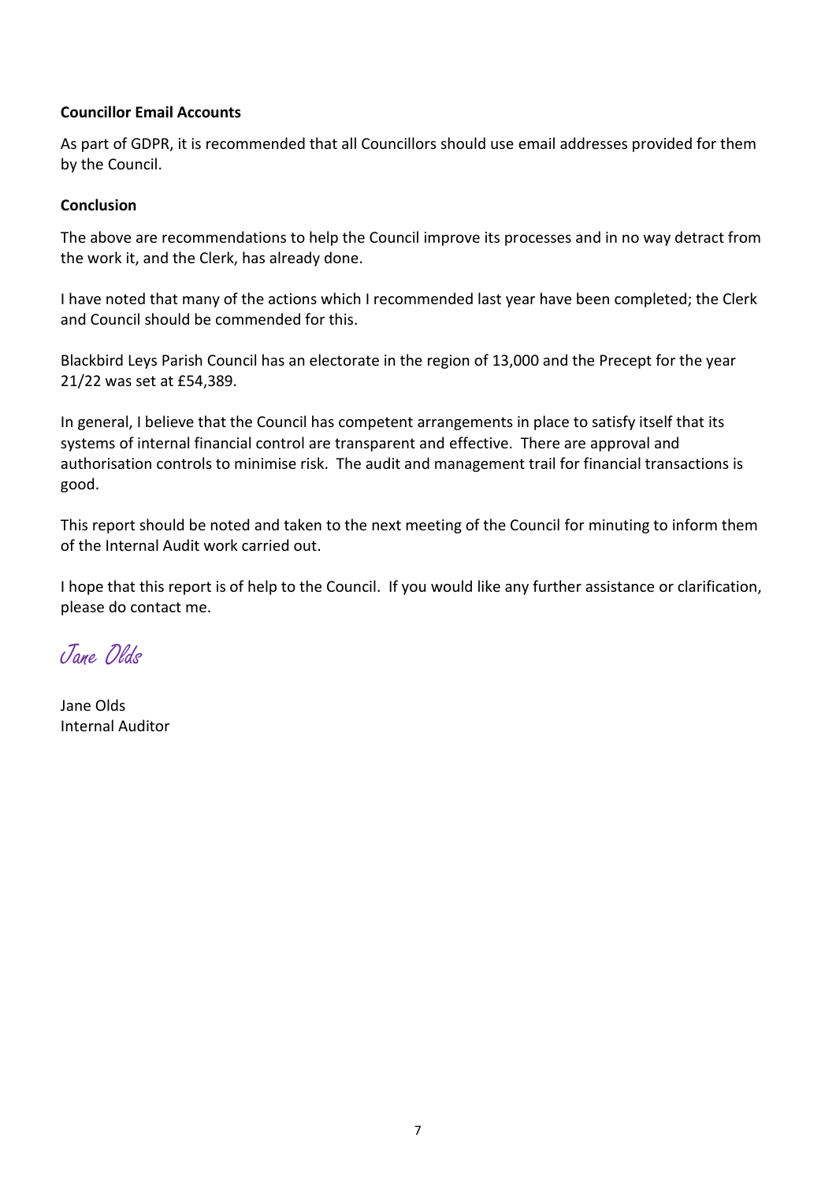**Councillor Email Accounts**

As part of GDPR, it is recommended that all Councillors should use email addresses provided for them by the Council.

**Conclusion**

The above are recommendations to help the Council improve its processes and in no way detract from the work it, and the Clerk, has already done.

I have noted that many of the actions which I recommended last year have been completed; the Clerk and Council should be commended for this.

Blackbird Leys Parish Council has an electorate in the region of 13,000 and the Precept for the year 21/22 was set at £54,389.

In general, I believe that the Council has competent arrangements in place to satisfy itself that its systems of internal financial control are transparent and effective. There are approval and authorisation controls to minimise risk. The audit and management trail for financial transactions is good.

This report should be noted and taken to the next meeting of the Council for minuting to inform them of the Internal Audit work carried out.

I hope that this report is of help to the Council. If you would like any further assistance or clarification, please do contact me.

*Jane Olds*

Jane Olds
Internal Auditor